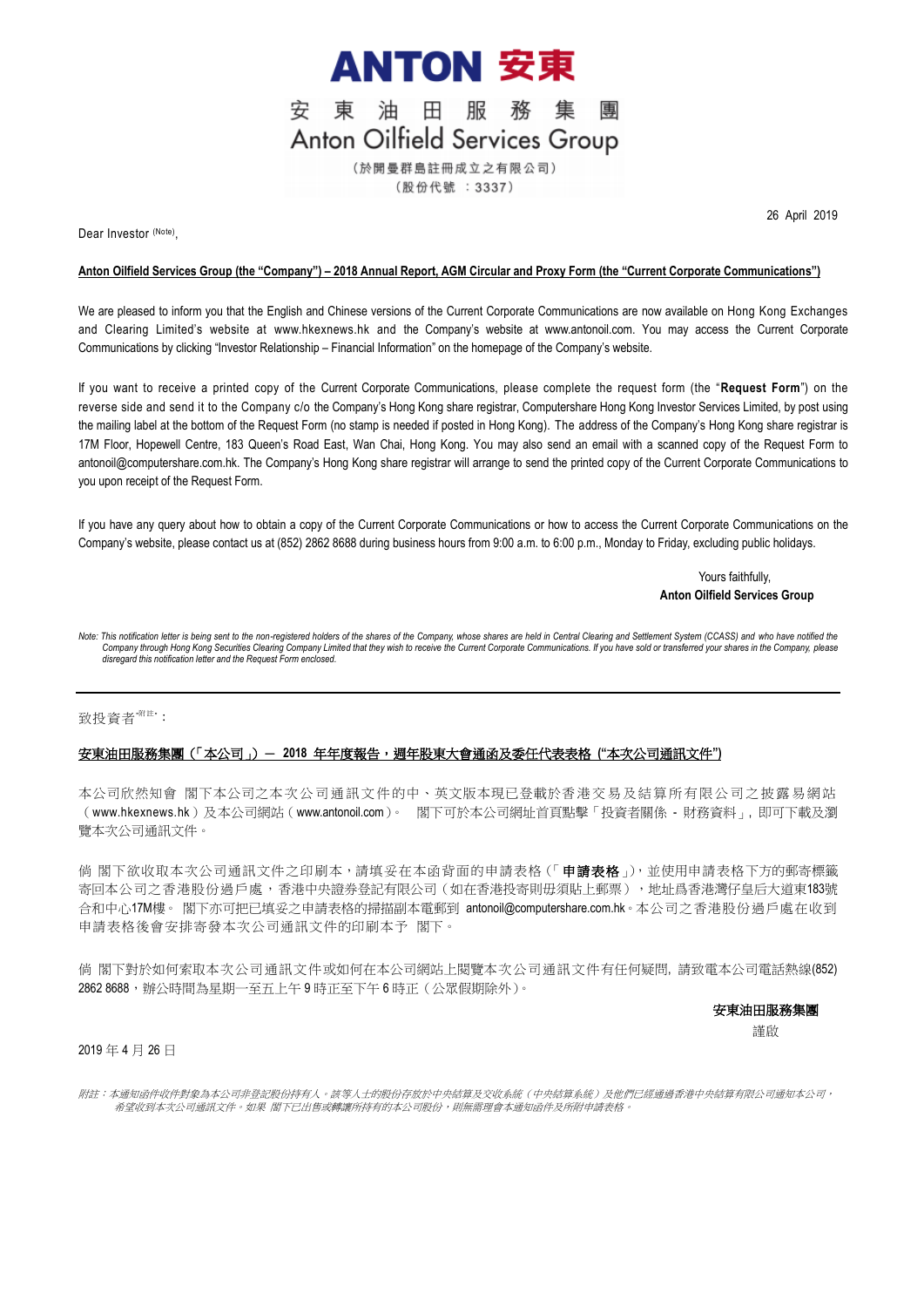# ANTON 安東

## 安東油田服務集團
## Anton Oilfield Services Group

（於開曼群島註冊成立之有限公司）
（股份代號：3337）

26 April 2019

Dear Investor (Note),

**Anton Oilfield Services Group (the "Company") – 2018 Annual Report, AGM Circular and Proxy Form (the "Current Corporate Communications")**

We are pleased to inform you that the English and Chinese versions of the Current Corporate Communications are now available on Hong Kong Exchanges and Clearing Limited's website at www.hkexnews.hk and the Company's website at www.antonoil.com. You may access the Current Corporate Communications by clicking "Investor Relationship – Financial Information" on the homepage of the Company's website.

If you want to receive a printed copy of the Current Corporate Communications, please complete the request form (the "**Request Form**") on the reverse side and send it to the Company c/o the Company's Hong Kong share registrar, Computershare Hong Kong Investor Services Limited, by post using the mailing label at the bottom of the Request Form (no stamp is needed if posted in Hong Kong). The address of the Company's Hong Kong share registrar is 17M Floor, Hopewell Centre, 183 Queen's Road East, Wan Chai, Hong Kong. You may also send an email with a scanned copy of the Request Form to antonoil@computershare.com.hk. The Company's Hong Kong share registrar will arrange to send the printed copy of the Current Corporate Communications to you upon receipt of the Request Form.

If you have any query about how to obtain a copy of the Current Corporate Communications or how to access the Current Corporate Communications on the Company's website, please contact us at (852) 2862 8688 during business hours from 9:00 a.m. to 6:00 p.m., Monday to Friday, excluding public holidays.

Yours faithfully,
**Anton Oilfield Services Group**

*Note: This notification letter is being sent to the non-registered holders of the shares of the Company, whose shares are held in Central Clearing and Settlement System (CCASS) and who have notified the Company through Hong Kong Securities Clearing Company Limited that they wish to receive the Current Corporate Communications. If you have sold or transferred your shares in the Company, please disregard this notification letter and the Request Form enclosed.*

---

致投資者（附註）：

**安東油田服務集團（「本公司」）－ 2018 年年度報告，週年股東大會通函及委任代表表格 ("本次公司通訊文件")**

本公司欣然知會 閣下本公司之本次公司通訊文件的中、英文版本現已登載於香港交易及結算所有限公司之披露易網站（www.hkexnews.hk）及本公司網站（www.antonoil.com）。 閣下可於本公司網址首頁點擊「投資者關係 - 財務資料」，即可下載及瀏覽本次公司通訊文件。

倘 閣下欲收取本次公司通訊文件之印刷本，請填妥在本函背面的申請表格（「**申請表格**」），並使用申請表格下方的郵寄標籤寄回本公司之香港股份過戶處，香港中央證券登記有限公司（如在香港投寄則毋須貼上郵票），地址爲香港灣仔皇后大道東183號合和中心17M樓。 閣下亦可把已填妥之申請表格的掃描副本電郵到 antonoil@computershare.com.hk。本公司之香港股份過戶處在收到申請表格後會安排寄發本次公司通訊文件的印刷本予 閣下。

倘 閣下對於如何索取本次公司通訊文件或如何在本公司網站上閱覽本次公司通訊文件有任何疑問，請致電本公司電話熱線(852) 2862 8688，辦公時間為星期一至五上午 9 時正至下午 6 時正（公眾假期除外）。

**安東油田服務集團**
謹啟

2019 年 4 月 26 日

*附註：本通知函件收件對象為本公司非登記股份持有人。該等人士的股份存放於中央結算及交收系統（中央結算系統）及他們已經通過香港中央結算有限公司通知本公司，希望收到本次公司通訊文件。如果 閣下已出售或轉讓所持有的本公司股份，則無需理會本通知函件及所附申請表格。*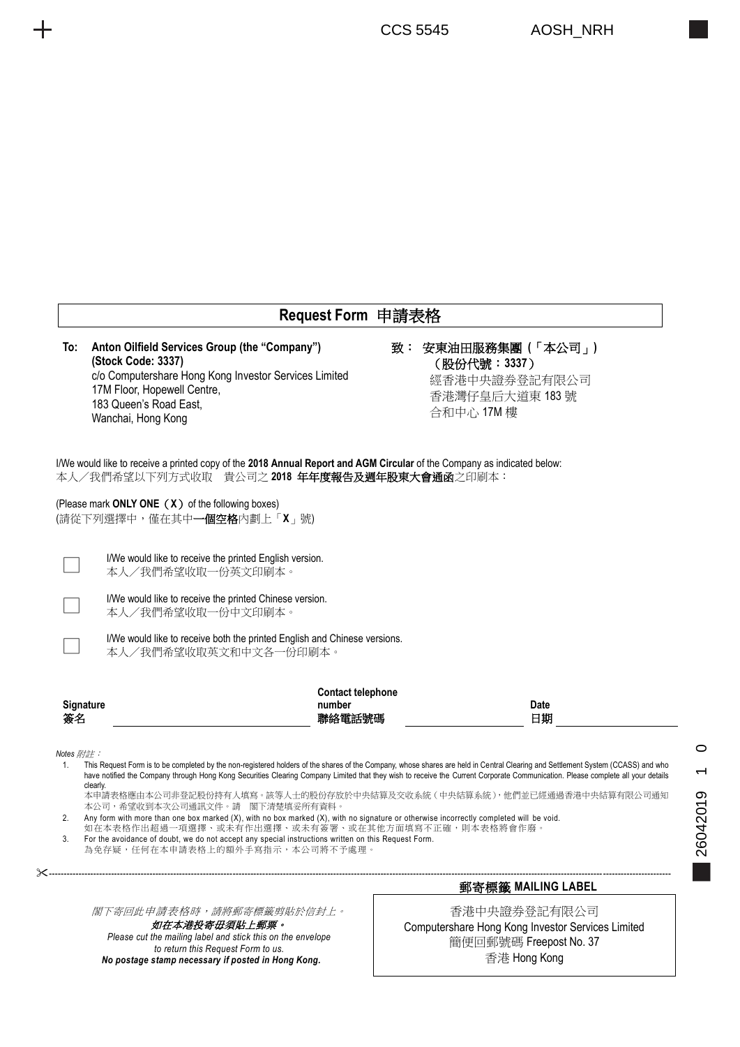# Request Form 申請表格

**To: Anton Oilfield Services Group (the "Company") (Stock Code: 3337)**
c/o Computershare Hong Kong Investor Services Limited
17M Floor, Hopewell Centre,
183 Queen's Road East,
Wanchai, Hong Kong

**致： 安東油田服務集團（「本公司」）（股份代號：3337）**
經香港中央證券登記有限公司
香港灣仔皇后大道東 183 號
合和中心 17M 樓

I/We would like to receive a printed copy of the **2018 Annual Report and AGM Circular** of the Company as indicated below:
本人／我們希望以下列方式收取　貴公司之 **2018 年年度報告及週年股東大會通函**之印刷本：

(Please mark **ONLY ONE**（**X**）of the following boxes)
(請從下列選擇中，僅在其中**一個空格**內劃上「**X**」號)

☐ I/We would like to receive the printed English version.
本人／我們希望收取一份英文印刷本。

☐ I/We would like to receive the printed Chinese version.
本人／我們希望收取一份中文印刷本。

☐ I/We would like to receive both the printed English and Chinese versions.
本人／我們希望收取英文和中文各一份印刷本。

**Signature 簽名** ____________ **Contact telephone number 聯絡電話號碼** ____________ **Date 日期** ____________

*Notes 附註：*

1. This Request Form is to be completed by the non-registered holders of the shares of the Company, whose shares are held in Central Clearing and Settlement System (CCASS) and who have notified the Company through Hong Kong Securities Clearing Company Limited that they wish to receive the Current Corporate Communication. Please complete all your details clearly.
本申請表格應由本公司非登記股份持有人填寫。該等人士的股份存放於中央結算及交收系統（中央結算系統），他們並已經通過香港中央結算有限公司通知本公司，希望收到本次公司通訊文件。請　閣下清楚填妥所有資料。
2. Any form with more than one box marked (X), with no box marked (X), with no signature or otherwise incorrectly completed will be void.
如在本表格作出超過一項選擇、或未有作出選擇、或未有簽署、或在其他方面填寫不正確，則本表格將會作廢。
3. For the avoidance of doubt, we do not accept any special instructions written on this Request Form.
為免存疑，任何在本申請表格上的額外手寫指示，本公司將不予處理。

---

*閣下寄回此申請表格時，請將郵寄標籤剪貼於信封上。*
***如在本港投寄毋須貼上郵票。***
*Please cut the mailing label and stick this on the envelope to return this Request Form to us.*
***No postage stamp necessary if posted in Hong Kong.***

**郵寄標籤 MAILING LABEL**

香港中央證券登記有限公司
Computershare Hong Kong Investor Services Limited
簡便回郵號碼 Freepost No. 37
香港 Hong Kong